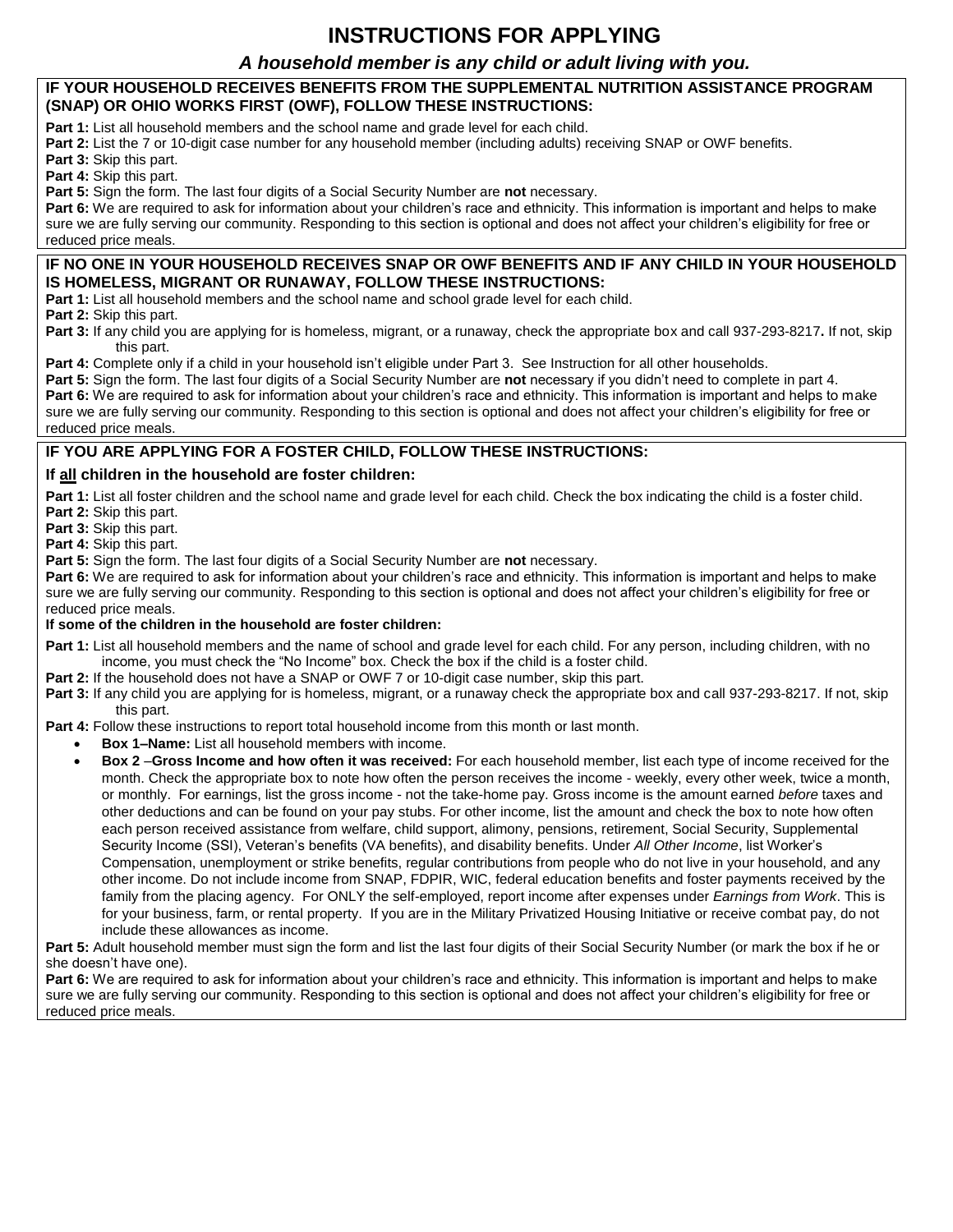# INSTRUCTIONS FOR APPLYING

***A household member is any child or adult living with you.***

**IF YOUR HOUSEHOLD RECEIVES BENEFITS FROM THE SUPPLEMENTAL NUTRITION ASSISTANCE PROGRAM (SNAP) OR OHIO WORKS FIRST (OWF), FOLLOW THESE INSTRUCTIONS:**

**Part 1:** List all household members and the school name and grade level for each child.
**Part 2:** List the 7 or 10-digit case number for any household member (including adults) receiving SNAP or OWF benefits.
**Part 3:** Skip this part.
**Part 4:** Skip this part.
**Part 5:** Sign the form. The last four digits of a Social Security Number are **not** necessary.
**Part 6:** We are required to ask for information about your children's race and ethnicity. This information is important and helps to make sure we are fully serving our community. Responding to this section is optional and does not affect your children's eligibility for free or reduced price meals.

**IF NO ONE IN YOUR HOUSEHOLD RECEIVES SNAP OR OWF BENEFITS AND IF ANY CHILD IN YOUR HOUSEHOLD IS HOMELESS, MIGRANT OR RUNAWAY, FOLLOW THESE INSTRUCTIONS:**

**Part 1:** List all household members and the school name and school grade level for each child.
**Part 2:** Skip this part.
**Part 3:** If any child you are applying for is homeless, migrant, or a runaway, check the appropriate box and call 937-293-8217**.** If not, skip this part.
**Part 4:** Complete only if a child in your household isn't eligible under Part 3. See Instruction for all other households.
**Part 5:** Sign the form. The last four digits of a Social Security Number are **not** necessary if you didn't need to complete in part 4.
**Part 6:** We are required to ask for information about your children's race and ethnicity. This information is important and helps to make sure we are fully serving our community. Responding to this section is optional and does not affect your children's eligibility for free or reduced price meals.

**IF YOU ARE APPLYING FOR A FOSTER CHILD, FOLLOW THESE INSTRUCTIONS:**

**If all children in the household are foster children:**

**Part 1:** List all foster children and the school name and grade level for each child. Check the box indicating the child is a foster child.
**Part 2:** Skip this part.
**Part 3:** Skip this part.
**Part 4:** Skip this part.
**Part 5:** Sign the form. The last four digits of a Social Security Number are **not** necessary.
**Part 6:** We are required to ask for information about your children's race and ethnicity. This information is important and helps to make sure we are fully serving our community. Responding to this section is optional and does not affect your children's eligibility for free or reduced price meals.

**If some of the children in the household are foster children:**

**Part 1:** List all household members and the name of school and grade level for each child. For any person, including children, with no income, you must check the "No Income" box. Check the box if the child is a foster child.
**Part 2:** If the household does not have a SNAP or OWF 7 or 10-digit case number, skip this part.
**Part 3:** If any child you are applying for is homeless, migrant, or a runaway check the appropriate box and call 937-293-8217. If not, skip this part.
**Part 4:** Follow these instructions to report total household income from this month or last month.

- **Box 1–Name:** List all household members with income.
- **Box 2** –**Gross Income and how often it was received:** For each household member, list each type of income received for the month. Check the appropriate box to note how often the person receives the income - weekly, every other week, twice a month, or monthly. For earnings, list the gross income - not the take-home pay. Gross income is the amount earned *before* taxes and other deductions and can be found on your pay stubs. For other income, list the amount and check the box to note how often each person received assistance from welfare, child support, alimony, pensions, retirement, Social Security, Supplemental Security Income (SSI), Veteran's benefits (VA benefits), and disability benefits. Under *All Other Income*, list Worker's Compensation, unemployment or strike benefits, regular contributions from people who do not live in your household, and any other income. Do not include income from SNAP, FDPIR, WIC, federal education benefits and foster payments received by the family from the placing agency. For ONLY the self-employed, report income after expenses under *Earnings from Work*. This is for your business, farm, or rental property. If you are in the Military Privatized Housing Initiative or receive combat pay, do not include these allowances as income.

**Part 5:** Adult household member must sign the form and list the last four digits of their Social Security Number (or mark the box if he or she doesn't have one).
**Part 6:** We are required to ask for information about your children's race and ethnicity. This information is important and helps to make sure we are fully serving our community. Responding to this section is optional and does not affect your children's eligibility for free or reduced price meals.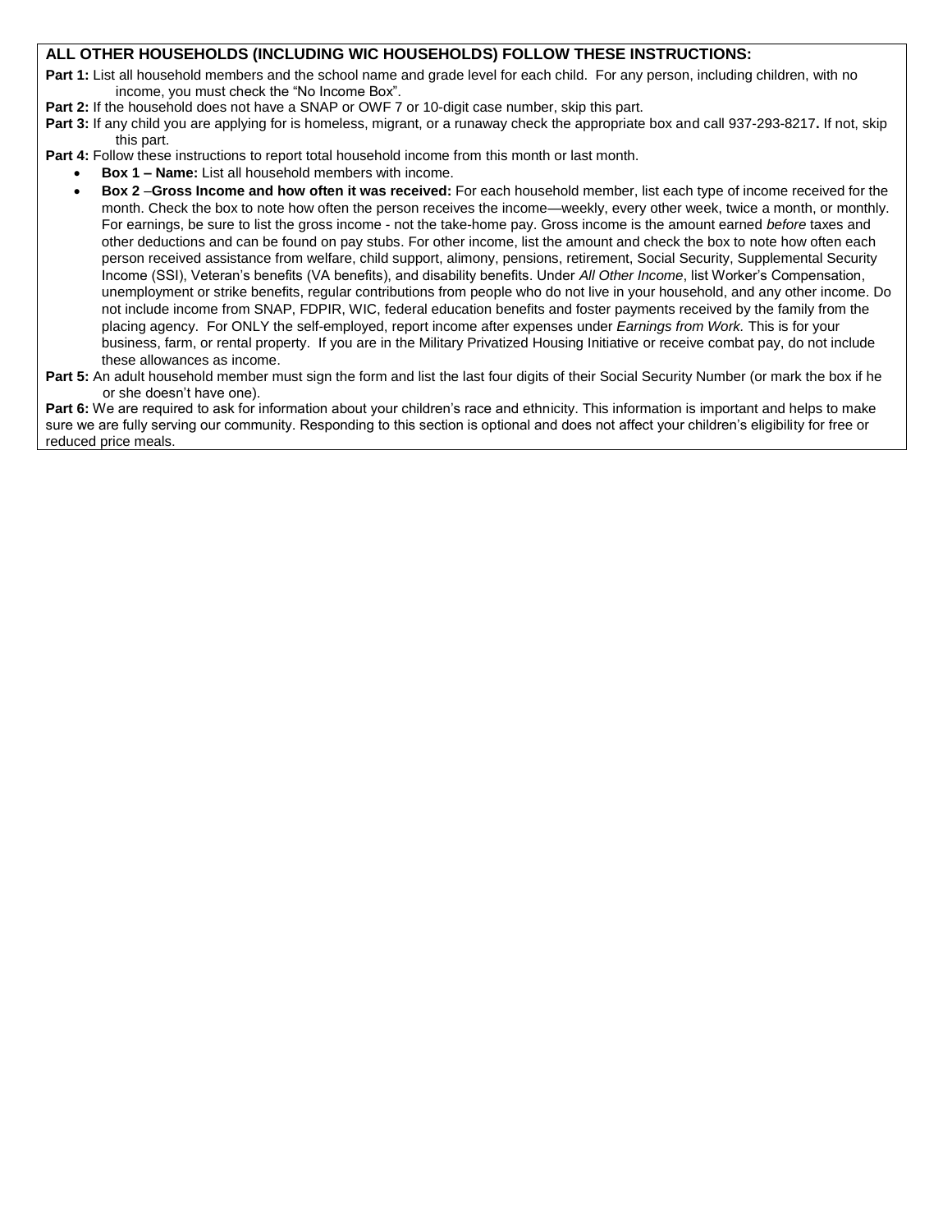## ALL OTHER HOUSEHOLDS (INCLUDING WIC HOUSEHOLDS) FOLLOW THESE INSTRUCTIONS:

**Part 1:** List all household members and the school name and grade level for each child. For any person, including children, with no income, you must check the "No Income Box".

**Part 2:** If the household does not have a SNAP or OWF 7 or 10-digit case number, skip this part.

**Part 3:** If any child you are applying for is homeless, migrant, or a runaway check the appropriate box and call 937-293-8217**.** If not, skip this part.

**Part 4:** Follow these instructions to report total household income from this month or last month.

- **Box 1 – Name:** List all household members with income.
- **Box 2** –**Gross Income and how often it was received:** For each household member, list each type of income received for the month. Check the box to note how often the person receives the income—weekly, every other week, twice a month, or monthly. For earnings, be sure to list the gross income - not the take-home pay. Gross income is the amount earned *before* taxes and other deductions and can be found on pay stubs. For other income, list the amount and check the box to note how often each person received assistance from welfare, child support, alimony, pensions, retirement, Social Security, Supplemental Security Income (SSI), Veteran's benefits (VA benefits), and disability benefits. Under *All Other Income*, list Worker's Compensation, unemployment or strike benefits, regular contributions from people who do not live in your household, and any other income. Do not include income from SNAP, FDPIR, WIC, federal education benefits and foster payments received by the family from the placing agency. For ONLY the self-employed, report income after expenses under *Earnings from Work.* This is for your business, farm, or rental property. If you are in the Military Privatized Housing Initiative or receive combat pay, do not include these allowances as income.

**Part 5:** An adult household member must sign the form and list the last four digits of their Social Security Number (or mark the box if he or she doesn't have one).

**Part 6:** We are required to ask for information about your children's race and ethnicity. This information is important and helps to make sure we are fully serving our community. Responding to this section is optional and does not affect your children's eligibility for free or reduced price meals.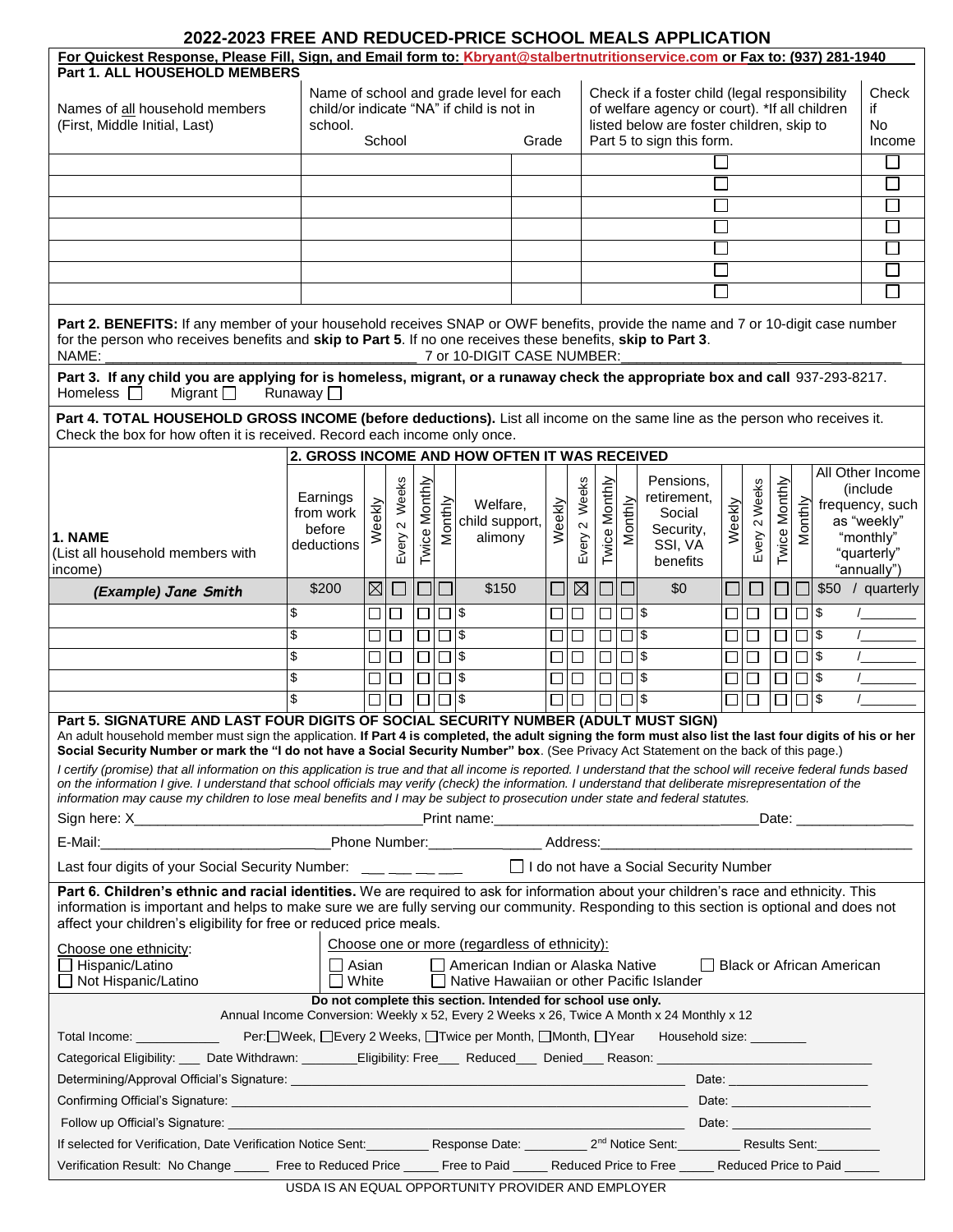# 2022-2023 FREE AND REDUCED-PRICE SCHOOL MEALS APPLICATION

**For Quickest Response, Please Fill, Sign, and Email form to: Kbryant@stalbertnutritionservice.com or Fax to: (937) 281-1940**

## Part 1. ALL HOUSEHOLD MEMBERS

| Names of all household members (First, Middle Initial, Last) | Name of school and grade level for each child/or indicate "NA" if child is not in school. School | Grade | Check if a foster child (legal responsibility of welfare agency or court). *If all children listed below are foster children, skip to Part 5 to sign this form. | Check if No Income |
|---|---|---|---|---|
| | | | ☐ | ☐ |
| | | | ☐ | ☐ |
| | | | ☐ | ☐ |
| | | | ☐ | ☐ |
| | | | ☐ | ☐ |
| | | | ☐ | ☐ |
| | | | ☐ | ☐ |

**Part 2. BENEFITS:** If any member of your household receives SNAP or OWF benefits, provide the name and 7 or 10-digit case number for the person who receives benefits and **skip to Part 5**. If no one receives these benefits, **skip to Part 3**.

NAME: ______________________________ 7 or 10-DIGIT CASE NUMBER: ______________________________

**Part 3. If any child you are applying for is homeless, migrant, or a runaway check the appropriate box and call** 937-293-8217.

Homeless ☐ Migrant ☐ Runaway ☐

**Part 4. TOTAL HOUSEHOLD GROSS INCOME (before deductions).** List all income on the same line as the person who receives it. Check the box for how often it is received. Record each income only once.

| 1. NAME (List all household members with income) | 2. GROSS INCOME AND HOW OFTEN IT WAS RECEIVED: Earnings from work before deductions | Weekly | Every 2 Weeks | Twice Monthly | Monthly | Welfare, child support, alimony | Weekly | Every 2 Weeks | Twice Monthly | Monthly | Pensions, retirement, Social Security, SSI, VA benefits | Weekly | Every 2 Weeks | Twice Monthly | Monthly | All Other Income (include frequency, such as "weekly" "monthly" "quarterly" "annually") |
|---|---|---|---|---|---|---|---|---|---|---|---|---|---|---|---|---|
| *(Example) Jane Smith* | $200 | ☒ | ☐ | ☐ | ☐ | $150 | ☐ | ☒ | ☐ | ☐ | $0 | ☐ | ☐ | ☐ | ☐ | $50 / quarterly |
| | $ | ☐ | ☐ | ☐ | ☐ | $ | ☐ | ☐ | ☐ | ☐ | $ | ☐ | ☐ | ☐ | ☐ | $ / ________ |
| | $ | ☐ | ☐ | ☐ | ☐ | $ | ☐ | ☐ | ☐ | ☐ | $ | ☐ | ☐ | ☐ | ☐ | $ / ________ |
| | $ | ☐ | ☐ | ☐ | ☐ | $ | ☐ | ☐ | ☐ | ☐ | $ | ☐ | ☐ | ☐ | ☐ | $ / ________ |
| | $ | ☐ | ☐ | ☐ | ☐ | $ | ☐ | ☐ | ☐ | ☐ | $ | ☐ | ☐ | ☐ | ☐ | $ / ________ |
| | $ | ☐ | ☐ | ☐ | ☐ | $ | ☐ | ☐ | ☐ | ☐ | $ | ☐ | ☐ | ☐ | ☐ | $ / ________ |

**Part 5. SIGNATURE AND LAST FOUR DIGITS OF SOCIAL SECURITY NUMBER (ADULT MUST SIGN)**

An adult household member must sign the application. **If Part 4 is completed, the adult signing the form must also list the last four digits of his or her Social Security Number or mark the "I do not have a Social Security Number" box**. (See Privacy Act Statement on the back of this page.)

*I certify (promise) that all information on this application is true and that all income is reported. I understand that the school will receive federal funds based on the information I give. I understand that school officials may verify (check) the information. I understand that deliberate misrepresentation of the information may cause my children to lose meal benefits and I may be subject to prosecution under state and federal statutes.*

Sign here: X______________________________ Print name:______________________________ Date: ______________

E-Mail:__________________________ Phone Number:______________ Address:______________________________________

Last four digits of your Social Security Number: ___ ___ ___ ___ ☐ I do not have a Social Security Number

**Part 6. Children's ethnic and racial identities.** We are required to ask for information about your children's race and ethnicity. This information is important and helps to make sure we are fully serving our community. Responding to this section is optional and does not affect your children's eligibility for free or reduced price meals.

Choose one ethnicity:
☐ Hispanic/Latino
☐ Not Hispanic/Latino

Choose one or more (regardless of ethnicity):
☐ Asian ☐ American Indian or Alaska Native ☐ Black or African American
☐ White ☐ Native Hawaiian or other Pacific Islander

**Do not complete this section. Intended for school use only.**

Annual Income Conversion: Weekly x 52, Every 2 Weeks x 26, Twice A Month x 24 Monthly x 12

Total Income: ____________ Per:☐Week, ☐Every 2 Weeks, ☐Twice per Month, ☐Month, ☐Year Household size: ________

Categorical Eligibility: ___ Date Withdrawn: ________Eligibility: Free___ Reduced___ Denied___ Reason: ______________________________

Determining/Approval Official's Signature: ______________________________________________ Date: ____________________

Confirming Official's Signature: ______________________________________________________ Date: ____________________

Follow up Official's Signature: ______________________________________________________ Date: ____________________

If selected for Verification, Date Verification Notice Sent:_________ Response Date: _________ 2nd Notice Sent:_________ Results Sent:_________

Verification Result: No Change _____ Free to Reduced Price _____ Free to Paid _____ Reduced Price to Free _____ Reduced Price to Paid _____

USDA IS AN EQUAL OPPORTUNITY PROVIDER AND EMPLOYER